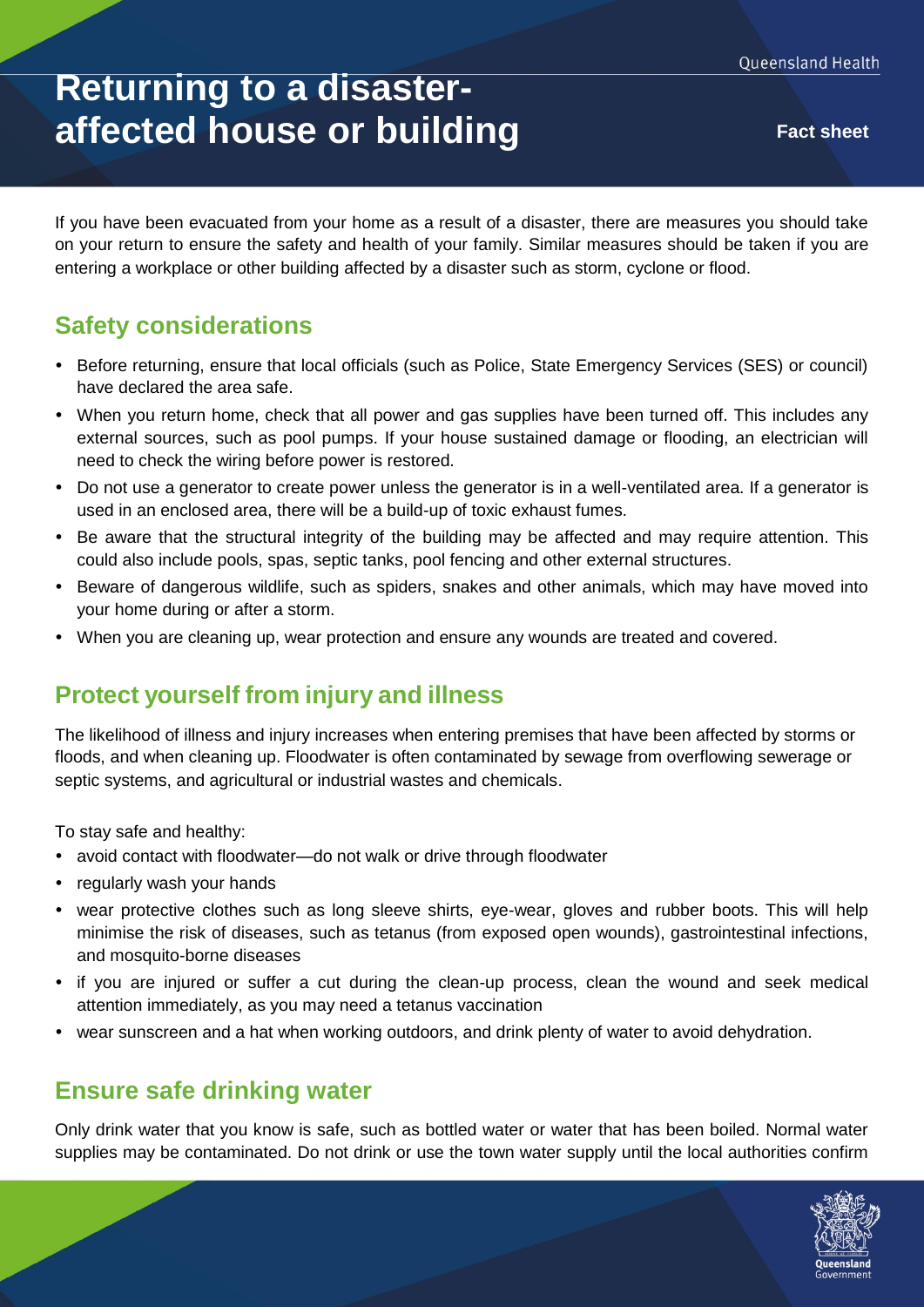# Returning to a disaster-affected house or building

**Fact sheet**

If you have been evacuated from your home as a result of a disaster, there are measures you should take on your return to ensure the safety and health of your family. Similar measures should be taken if you are entering a workplace or other building affected by a disaster such as storm, cyclone or flood.

## Safety considerations

- Before returning, ensure that local officials (such as Police, State Emergency Services (SES) or council) have declared the area safe.
- When you return home, check that all power and gas supplies have been turned off. This includes any external sources, such as pool pumps. If your house sustained damage or flooding, an electrician will need to check the wiring before power is restored.
- Do not use a generator to create power unless the generator is in a well-ventilated area. If a generator is used in an enclosed area, there will be a build-up of toxic exhaust fumes.
- Be aware that the structural integrity of the building may be affected and may require attention. This could also include pools, spas, septic tanks, pool fencing and other external structures.
- Beware of dangerous wildlife, such as spiders, snakes and other animals, which may have moved into your home during or after a storm.
- When you are cleaning up, wear protection and ensure any wounds are treated and covered.

## Protect yourself from injury and illness

The likelihood of illness and injury increases when entering premises that have been affected by storms or floods, and when cleaning up. Floodwater is often contaminated by sewage from overflowing sewerage or septic systems, and agricultural or industrial wastes and chemicals.

To stay safe and healthy:

- avoid contact with floodwater—do not walk or drive through floodwater
- regularly wash your hands
- wear protective clothes such as long sleeve shirts, eye-wear, gloves and rubber boots. This will help minimise the risk of diseases, such as tetanus (from exposed open wounds), gastrointestinal infections, and mosquito-borne diseases
- if you are injured or suffer a cut during the clean-up process, clean the wound and seek medical attention immediately, as you may need a tetanus vaccination
- wear sunscreen and a hat when working outdoors, and drink plenty of water to avoid dehydration.

## Ensure safe drinking water

Only drink water that you know is safe, such as bottled water or water that has been boiled. Normal water supplies may be contaminated. Do not drink or use the town water supply until the local authorities confirm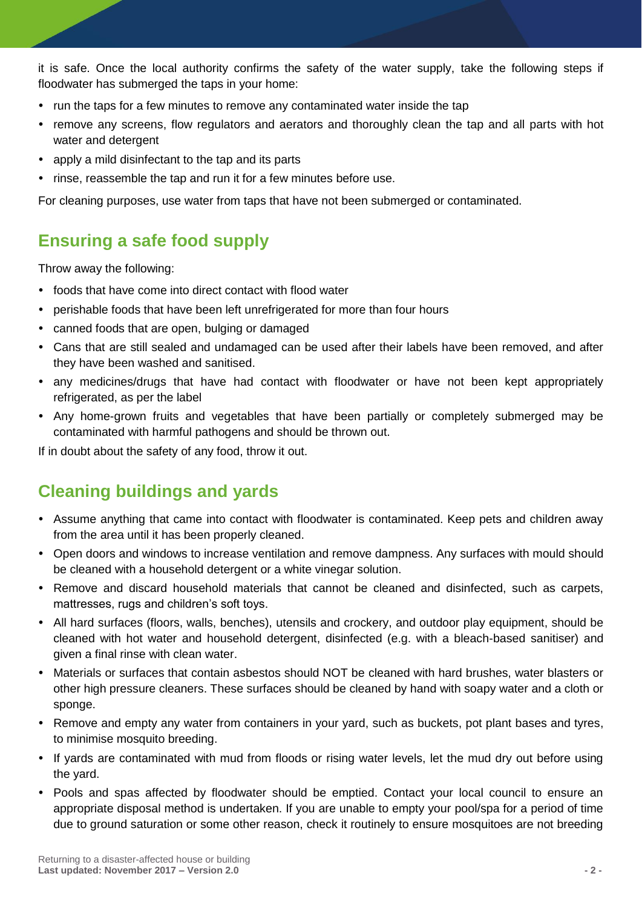it is safe. Once the local authority confirms the safety of the water supply, take the following steps if floodwater has submerged the taps in your home:

- run the taps for a few minutes to remove any contaminated water inside the tap
- remove any screens, flow regulators and aerators and thoroughly clean the tap and all parts with hot water and detergent
- apply a mild disinfectant to the tap and its parts
- rinse, reassemble the tap and run it for a few minutes before use.

For cleaning purposes, use water from taps that have not been submerged or contaminated.

## Ensuring a safe food supply

Throw away the following:

- foods that have come into direct contact with flood water
- perishable foods that have been left unrefrigerated for more than four hours
- canned foods that are open, bulging or damaged
- Cans that are still sealed and undamaged can be used after their labels have been removed, and after they have been washed and sanitised.
- any medicines/drugs that have had contact with floodwater or have not been kept appropriately refrigerated, as per the label
- Any home-grown fruits and vegetables that have been partially or completely submerged may be contaminated with harmful pathogens and should be thrown out.

If in doubt about the safety of any food, throw it out.

## Cleaning buildings and yards

- Assume anything that came into contact with floodwater is contaminated. Keep pets and children away from the area until it has been properly cleaned.
- Open doors and windows to increase ventilation and remove dampness. Any surfaces with mould should be cleaned with a household detergent or a white vinegar solution.
- Remove and discard household materials that cannot be cleaned and disinfected, such as carpets, mattresses, rugs and children's soft toys.
- All hard surfaces (floors, walls, benches), utensils and crockery, and outdoor play equipment, should be cleaned with hot water and household detergent, disinfected (e.g. with a bleach-based sanitiser) and given a final rinse with clean water.
- Materials or surfaces that contain asbestos should NOT be cleaned with hard brushes, water blasters or other high pressure cleaners. These surfaces should be cleaned by hand with soapy water and a cloth or sponge.
- Remove and empty any water from containers in your yard, such as buckets, pot plant bases and tyres, to minimise mosquito breeding.
- If yards are contaminated with mud from floods or rising water levels, let the mud dry out before using the yard.
- Pools and spas affected by floodwater should be emptied. Contact your local council to ensure an appropriate disposal method is undertaken. If you are unable to empty your pool/spa for a period of time due to ground saturation or some other reason, check it routinely to ensure mosquitoes are not breeding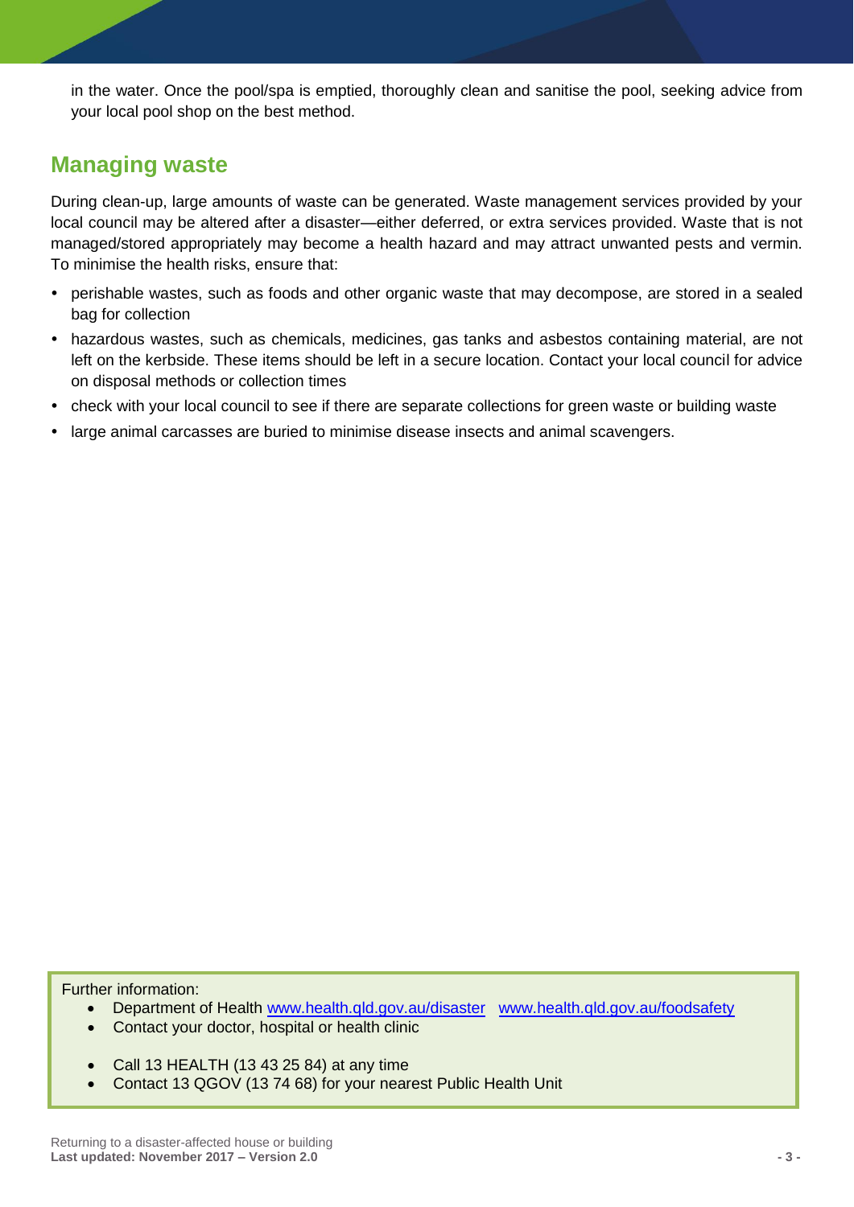in the water. Once the pool/spa is emptied, thoroughly clean and sanitise the pool, seeking advice from your local pool shop on the best method.

## Managing waste

During clean-up, large amounts of waste can be generated. Waste management services provided by your local council may be altered after a disaster—either deferred, or extra services provided. Waste that is not managed/stored appropriately may become a health hazard and may attract unwanted pests and vermin. To minimise the health risks, ensure that:

- perishable wastes, such as foods and other organic waste that may decompose, are stored in a sealed bag for collection
- hazardous wastes, such as chemicals, medicines, gas tanks and asbestos containing material, are not left on the kerbside. These items should be left in a secure location. Contact your local council for advice on disposal methods or collection times
- check with your local council to see if there are separate collections for green waste or building waste
- large animal carcasses are buried to minimise disease insects and animal scavengers.

Further information:

- Department of Health www.health.qld.gov.au/disaster www.health.qld.gov.au/foodsafety
- Contact your doctor, hospital or health clinic
- Call 13 HEALTH (13 43 25 84) at any time
- Contact 13 QGOV (13 74 68) for your nearest Public Health Unit

Returning to a disaster-affected house or building
**Last updated: November 2017 – Version 2.0**